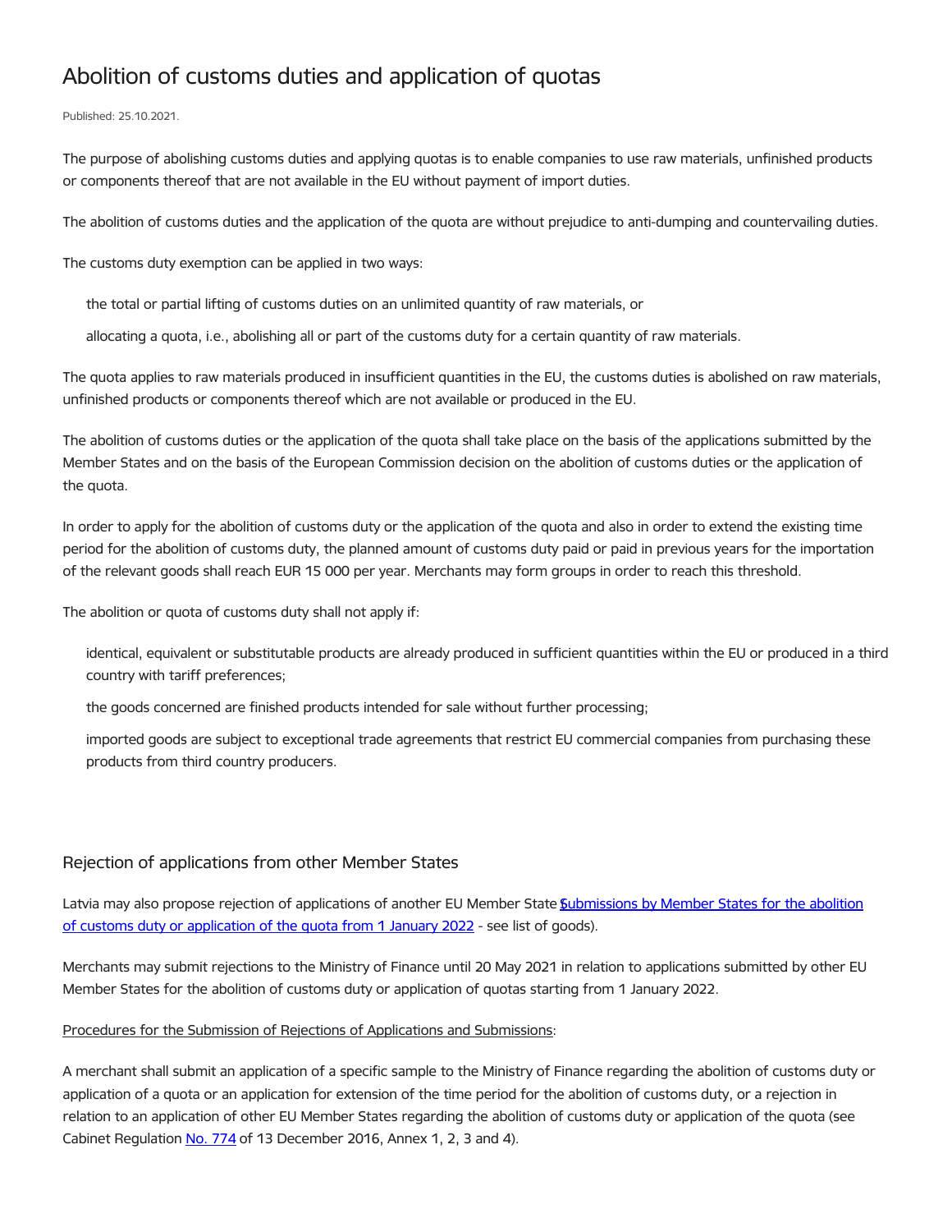# Abolition of customs duties and application of quotas

Published: 25.10.2021.

The purpose of abolishing customs duties and applying quotas is to enable companies to use raw materials, unfinished products or components thereof that are not available in the EU without payment of import duties.

The abolition of customs duties and the application of the quota are without prejudice to anti-dumping and countervailing duties.

The customs duty exemption can be applied in two ways:

- the total or partial lifting of customs duties on an unlimited quantity of raw materials, or
- allocating a quota, i.e., abolishing all or part of the customs duty for a certain quantity of raw materials.

The quota applies to raw materials produced in insufficient quantities in the EU, the customs duties is abolished on raw materials, unfinished products or components thereof which are not available or produced in the EU.

The abolition of customs duties or the application of the quota shall take place on the basis of the applications submitted by the Member States and on the basis of the European Commission decision on the abolition of customs duties or the application of the quota.

In order to apply for the abolition of customs duty or the application of the quota and also in order to extend the existing time period for the abolition of customs duty, the planned amount of customs duty paid or paid in previous years for the importation of the relevant goods shall reach EUR 15 000 per year. Merchants may form groups in order to reach this threshold.

The abolition or quota of customs duty shall not apply if:

- identical, equivalent or substitutable products are already produced in sufficient quantities within the EU or produced in a third country with tariff preferences;
- the goods concerned are finished products intended for sale without further processing;
- imported goods are subject to exceptional trade agreements that restrict EU commercial companies from purchasing these products from third country producers.

## Rejection of applications from other Member States

Latvia may also propose rejection of applications of another EU Member State (Submissions by Member States for the abolition of customs duty or application of the quota from 1 January 2022 - see list of goods).

Merchants may submit rejections to the Ministry of Finance until 20 May 2021 in relation to applications submitted by other EU Member States for the abolition of customs duty or application of quotas starting from 1 January 2022.

Procedures for the Submission of Rejections of Applications and Submissions:

A merchant shall submit an application of a specific sample to the Ministry of Finance regarding the abolition of customs duty or application of a quota or an application for extension of the time period for the abolition of customs duty, or a rejection in relation to an application of other EU Member States regarding the abolition of customs duty or application of the quota (see Cabinet Regulation No. 774 of 13 December 2016, Annex 1, 2, 3 and 4).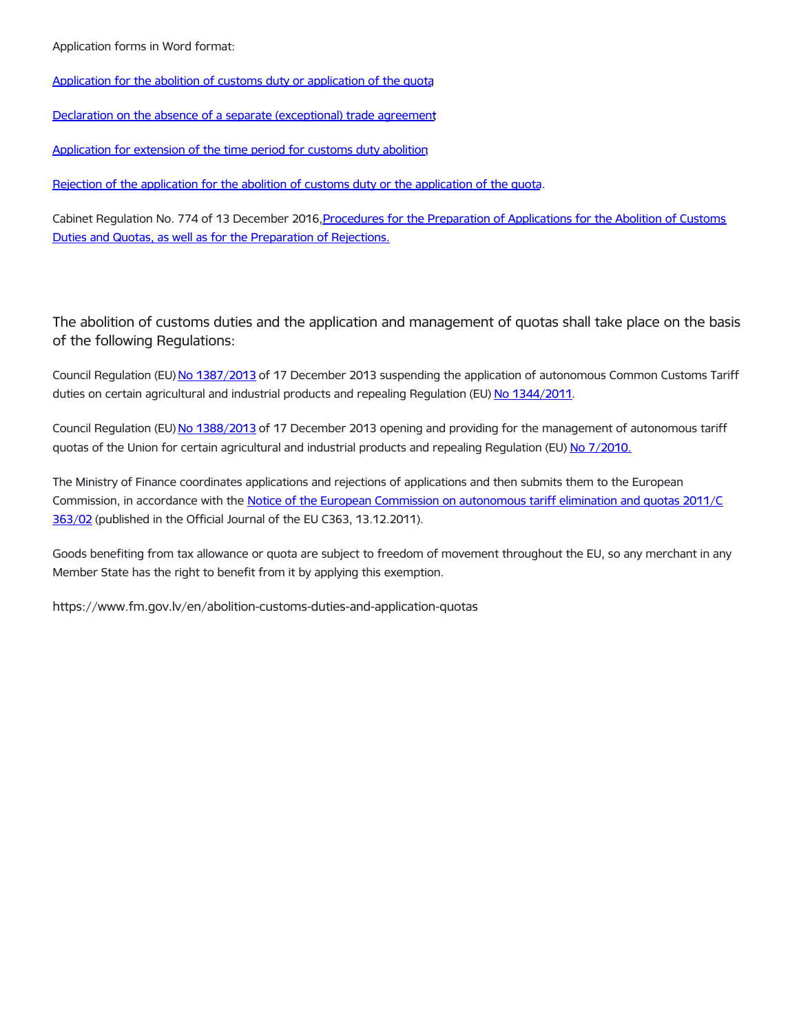Application forms in Word format:

Application for the abolition of customs duty or application of the quota

Declaration on the absence of a separate (exceptional) trade agreement

Application for extension of the time period for customs duty abolition

Rejection of the application for the abolition of customs duty or the application of the quota.

Cabinet Regulation No. 774 of 13 December 2016, Procedures for the Preparation of Applications for the Abolition of Customs Duties and Quotas, as well as for the Preparation of Rejections.

## The abolition of customs duties and the application and management of quotas shall take place on the basis of the following Regulations:

Council Regulation (EU) No 1387/2013 of 17 December 2013 suspending the application of autonomous Common Customs Tariff duties on certain agricultural and industrial products and repealing Regulation (EU) No 1344/2011.

Council Regulation (EU) No 1388/2013 of 17 December 2013 opening and providing for the management of autonomous tariff quotas of the Union for certain agricultural and industrial products and repealing Regulation (EU) No 7/2010.

The Ministry of Finance coordinates applications and rejections of applications and then submits them to the European Commission, in accordance with the Notice of the European Commission on autonomous tariff elimination and quotas 2011/C 363/02 (published in the Official Journal of the EU C363, 13.12.2011).

Goods benefiting from tax allowance or quota are subject to freedom of movement throughout the EU, so any merchant in any Member State has the right to benefit from it by applying this exemption.

https://www.fm.gov.lv/en/abolition-customs-duties-and-application-quotas